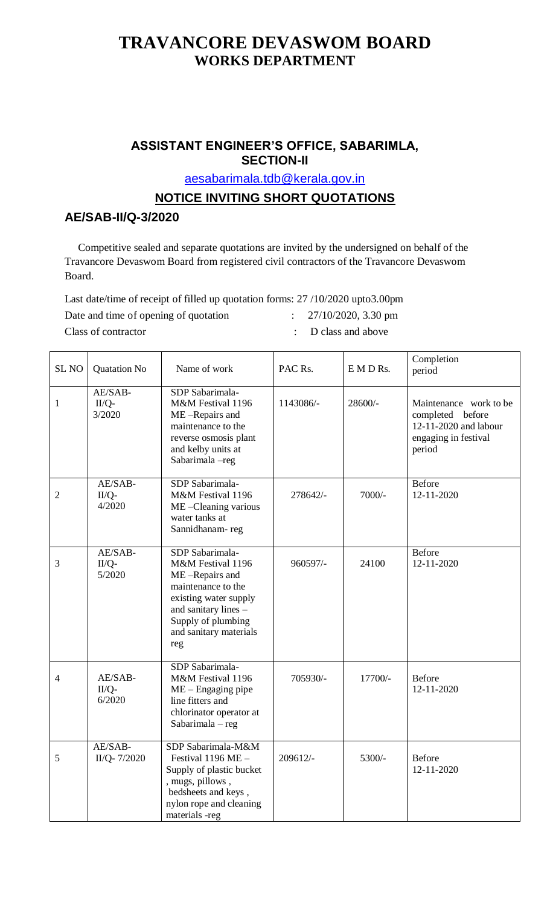# TRAVANCORE DEVASWOM BOARD
## WORKS DEPARTMENT

### ASSISTANT ENGINEER'S OFFICE, SABARIMLA, SECTION-II

aesabarimala.tdb@kerala.gov.in

### NOTICE INVITING SHORT QUOTATIONS

### AE/SAB-II/Q-3/2020

Competitive sealed and separate quotations are invited by the undersigned on behalf of the Travancore Devaswom Board from registered civil contractors of the Travancore Devaswom Board.

Last date/time of receipt of filled up quotation forms: 27 /10/2020 upto3.00pm

Date and time of opening of quotation : 27/10/2020, 3.30 pm

Class of contractor : D class and above

| SL NO | Quatation No | Name of work | PAC Rs. | E M D Rs. | Completion period |
|---|---|---|---|---|---|
| 1 | AE/SAB-II/Q-3/2020 | SDP Sabarimala-M&M Festival 1196 ME –Repairs and maintenance to the reverse osmosis plant and kelby units at Sabarimala –reg | 1143086/- | 28600/- | Maintenance work to be completed before 12-11-2020 and labour engaging in festival period |
| 2 | AE/SAB-II/Q-4/2020 | SDP Sabarimala-M&M Festival 1196 ME –Cleaning various water tanks at Sannidhanam- reg | 278642/- | 7000/- | Before 12-11-2020 |
| 3 | AE/SAB-II/Q-5/2020 | SDP Sabarimala-M&M Festival 1196 ME –Repairs and maintenance to the existing water supply and sanitary lines – Supply of plumbing and sanitary materials reg | 960597/- | 24100 | Before 12-11-2020 |
| 4 | AE/SAB-II/Q-6/2020 | SDP Sabarimala-M&M Festival 1196 ME – Engaging pipe line fitters and chlorinator operator at Sabarimala – reg | 705930/- | 17700/- | Before 12-11-2020 |
| 5 | AE/SAB-II/Q- 7/2020 | SDP Sabarimala-M&M Festival 1196 ME – Supply of plastic bucket , mugs, pillows , bedsheets and keys , nylon rope and cleaning materials -reg | 209612/- | 5300/- | Before 12-11-2020 |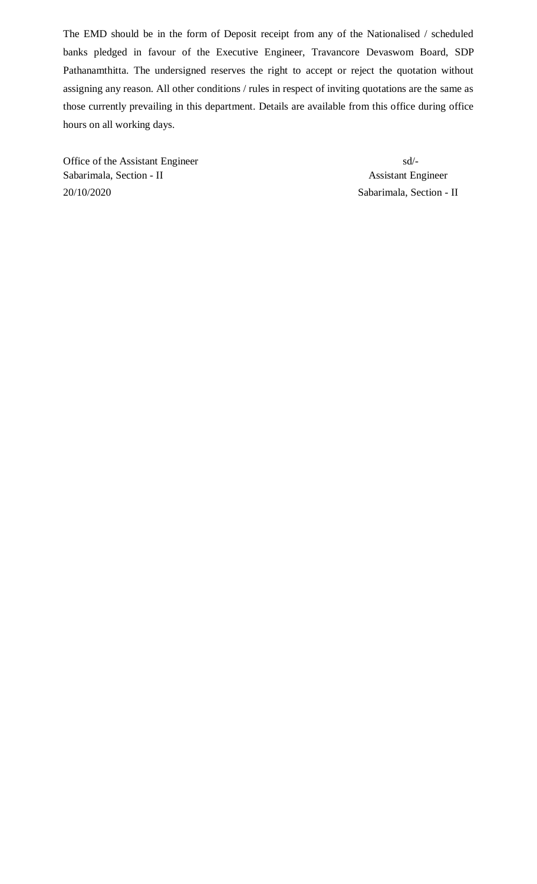The EMD should be in the form of Deposit receipt from any of the Nationalised / scheduled banks pledged in favour of the Executive Engineer, Travancore Devaswom Board, SDP Pathanamthitta. The undersigned reserves the right to accept or reject the quotation without assigning any reason. All other conditions / rules in respect of inviting quotations are the same as those currently prevailing in this department. Details are available from this office during office hours on all working days.

Office of the Assistant Engineer
Sabarimala, Section - II
20/10/2020

sd/-
Assistant Engineer
Sabarimala, Section - II